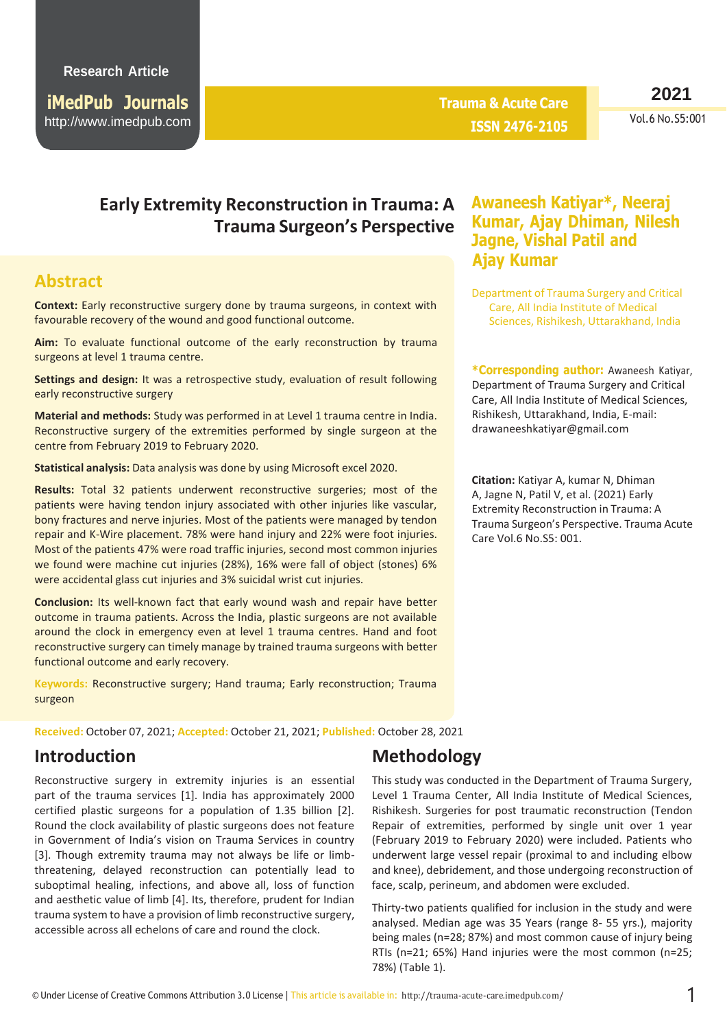Research Article

# Early Extremity Reconstruction in Trauma: A Trauma Surgeon's Perspective

**Awaneesh Katiyar*, Neeraj Kumar, Ajay Dhiman, Nilesh Jagne, Vishal Patil and Ajay Kumar**

Department of Trauma Surgery and Critical Care, All India Institute of Medical Sciences, Rishikesh, Uttarakhand, India

**\*Corresponding author:** Awaneesh Katiyar, Department of Trauma Surgery and Critical Care, All India Institute of Medical Sciences, Rishikesh, Uttarakhand, India, E-mail: drawaneeshkatiyar@gmail.com

**Citation:** Katiyar A, kumar N, Dhiman A, Jagne N, Patil V, et al. (2021) Early Extremity Reconstruction in Trauma: A Trauma Surgeon's Perspective. Trauma Acute Care Vol.6 No.S5: 001.

## Abstract

**Context:** Early reconstructive surgery done by trauma surgeons, in context with favourable recovery of the wound and good functional outcome.

**Aim:** To evaluate functional outcome of the early reconstruction by trauma surgeons at level 1 trauma centre.

**Settings and design:** It was a retrospective study, evaluation of result following early reconstructive surgery

**Material and methods:** Study was performed in at Level 1 trauma centre in India. Reconstructive surgery of the extremities performed by single surgeon at the centre from February 2019 to February 2020.

**Statistical analysis:** Data analysis was done by using Microsoft excel 2020.

**Results:** Total 32 patients underwent reconstructive surgeries; most of the patients were having tendon injury associated with other injuries like vascular, bony fractures and nerve injuries. Most of the patients were managed by tendon repair and K-Wire placement. 78% were hand injury and 22% were foot injuries. Most of the patients 47% were road traffic injuries, second most common injuries we found were machine cut injuries (28%), 16% were fall of object (stones) 6% were accidental glass cut injuries and 3% suicidal wrist cut injuries.

**Conclusion:** Its well-known fact that early wound wash and repair have better outcome in trauma patients. Across the India, plastic surgeons are not available around the clock in emergency even at level 1 trauma centres. Hand and foot reconstructive surgery can timely manage by trained trauma surgeons with better functional outcome and early recovery.

**Keywords:** Reconstructive surgery; Hand trauma; Early reconstruction; Trauma surgeon

**Received:** October 07, 2021; **Accepted:** October 21, 2021; **Published:** October 28, 2021

## Introduction

Reconstructive surgery in extremity injuries is an essential part of the trauma services [1]. India has approximately 2000 certified plastic surgeons for a population of 1.35 billion [2]. Round the clock availability of plastic surgeons does not feature in Government of India's vision on Trauma Services in country [3]. Though extremity trauma may not always be life or limb-threatening, delayed reconstruction can potentially lead to suboptimal healing, infections, and above all, loss of function and aesthetic value of limb [4]. Its, therefore, prudent for Indian trauma system to have a provision of limb reconstructive surgery, accessible across all echelons of care and round the clock.

## Methodology

This study was conducted in the Department of Trauma Surgery, Level 1 Trauma Center, All India Institute of Medical Sciences, Rishikesh. Surgeries for post traumatic reconstruction (Tendon Repair of extremities, performed by single unit over 1 year (February 2019 to February 2020) were included. Patients who underwent large vessel repair (proximal to and including elbow and knee), debridement, and those undergoing reconstruction of face, scalp, perineum, and abdomen were excluded.

Thirty-two patients qualified for inclusion in the study and were analysed. Median age was 35 Years (range 8- 55 yrs.), majority being males (n=28; 87%) and most common cause of injury being RTIs (n=21; 65%) Hand injuries were the most common (n=25; 78%) (Table 1).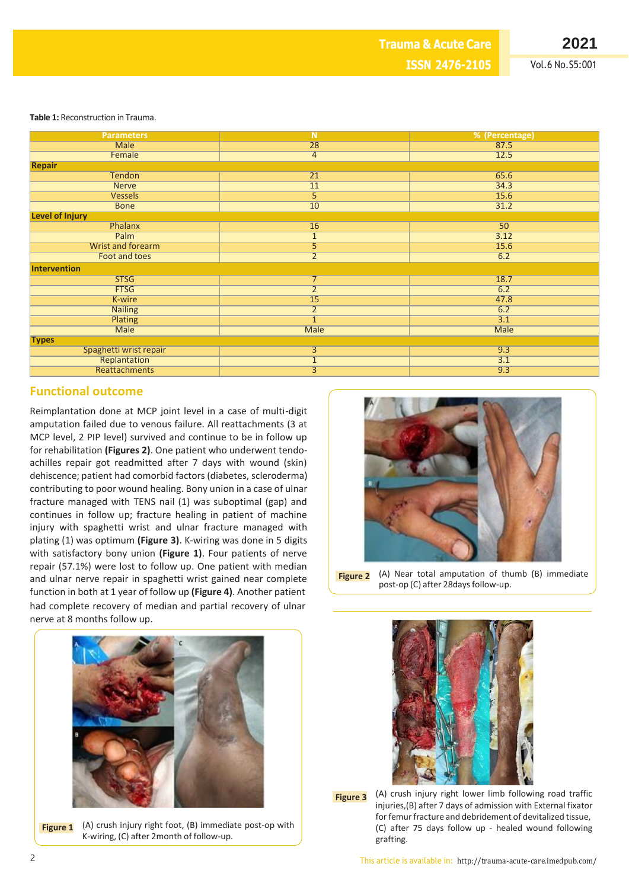**Table 1:** Reconstruction in Trauma.

| Parameters | N | % (Percentage) |
|---|---|---|
| Male | 28 | 87.5 |
| Female | 4 | 12.5 |
| **Repair** | | |
| Tendon | 21 | 65.6 |
| Nerve | 11 | 34.3 |
| Vessels | 5 | 15.6 |
| Bone | 10 | 31.2 |
| **Level of Injury** | | |
| Phalanx | 16 | 50 |
| Palm | 1 | 3.12 |
| Wrist and forearm | 5 | 15.6 |
| Foot and toes | 2 | 6.2 |
| **Intervention** | | |
| STSG | 7 | 18.7 |
| FTSG | 2 | 6.2 |
| K-wire | 15 | 47.8 |
| Nailing | 2 | 6.2 |
| Plating | 1 | 3.1 |
| Male | Male | Male |
| **Types** | | |
| Spaghetti wrist repair | 3 | 9.3 |
| Replantation | 1 | 3.1 |
| Reattachments | 3 | 9.3 |

## Functional outcome

Reimplantation done at MCP joint level in a case of multi-digit amputation failed due to venous failure. All reattachments (3 at MCP level, 2 PIP level) survived and continue to be in follow up for rehabilitation **(Figures 2)**. One patient who underwent tendo-achilles repair got readmitted after 7 days with wound (skin) dehiscence; patient had comorbid factors (diabetes, scleroderma) contributing to poor wound healing. Bony union in a case of ulnar fracture managed with TENS nail (1) was suboptimal (gap) and continues in follow up; fracture healing in patient of machine injury with spaghetti wrist and ulnar fracture managed with plating (1) was optimum **(Figure 3)**. K-wiring was done in 5 digits with satisfactory bony union **(Figure 1)**. Four patients of nerve repair (57.1%) were lost to follow up. One patient with median and ulnar nerve repair in spaghetti wrist gained near complete function in both at 1 year of follow up **(Figure 4)**. Another patient had complete recovery of median and partial recovery of ulnar nerve at 8 months follow up.

**Figure 1** (A) crush injury right foot, (B) immediate post-op with K-wiring, (C) after 2month of follow-up.

**Figure 2** (A) Near total amputation of thumb (B) immediate post-op (C) after 28days follow-up.

**Figure 3** (A) crush injury right lower limb following road traffic injuries,(B) after 7 days of admission with External fixator for femur fracture and debridement of devitalized tissue, (C) after 75 days follow up - healed wound following grafting.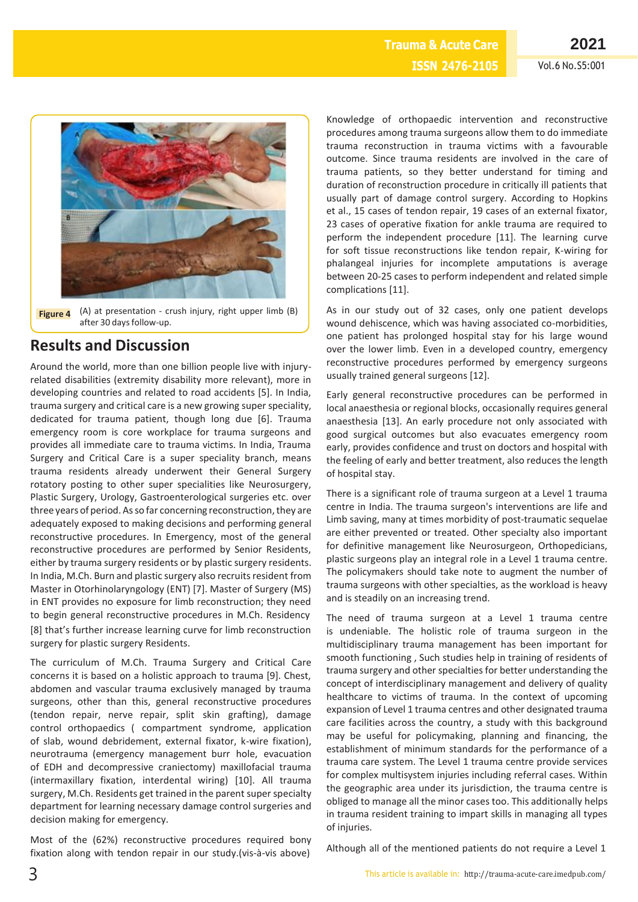Figure 4 (A) at presentation - crush injury, right upper limb (B) after 30 days follow-up.

## Results and Discussion

Around the world, more than one billion people live with injury-related disabilities (extremity disability more relevant), more in developing countries and related to road accidents [5]. In India, trauma surgery and critical care is a new growing super speciality, dedicated for trauma patient, though long due [6]. Trauma emergency room is core workplace for trauma surgeons and provides all immediate care to trauma victims. In India, Trauma Surgery and Critical Care is a super speciality branch, means trauma residents already underwent their General Surgery rotatory posting to other super specialities like Neurosurgery, Plastic Surgery, Urology, Gastroenterological surgeries etc. over three years of period. As so far concerning reconstruction, they are adequately exposed to making decisions and performing general reconstructive procedures. In Emergency, most of the general reconstructive procedures are performed by Senior Residents, either by trauma surgery residents or by plastic surgery residents. In India, M.Ch. Burn and plastic surgery also recruits resident from Master in Otorhinolaryngology (ENT) [7]. Master of Surgery (MS) in ENT provides no exposure for limb reconstruction; they need to begin general reconstructive procedures in M.Ch. Residency [8] that's further increase learning curve for limb reconstruction surgery for plastic surgery Residents.

The curriculum of M.Ch. Trauma Surgery and Critical Care concerns it is based on a holistic approach to trauma [9]. Chest, abdomen and vascular trauma exclusively managed by trauma surgeons, other than this, general reconstructive procedures (tendon repair, nerve repair, split skin grafting), damage control orthopaedics ( compartment syndrome, application of slab, wound debridement, external fixator, k-wire fixation), neurotrauma (emergency management burr hole, evacuation of EDH and decompressive craniectomy) maxillofacial trauma (intermaxillary fixation, interdental wiring) [10]. All trauma surgery, M.Ch. Residents get trained in the parent super specialty department for learning necessary damage control surgeries and decision making for emergency.

Most of the (62%) reconstructive procedures required bony fixation along with tendon repair in our study.(vis-à-vis above) Knowledge of orthopaedic intervention and reconstructive procedures among trauma surgeons allow them to do immediate trauma reconstruction in trauma victims with a favourable outcome. Since trauma residents are involved in the care of trauma patients, so they better understand for timing and duration of reconstruction procedure in critically ill patients that usually part of damage control surgery. According to Hopkins et al., 15 cases of tendon repair, 19 cases of an external fixator, 23 cases of operative fixation for ankle trauma are required to perform the independent procedure [11]. The learning curve for soft tissue reconstructions like tendon repair, K-wiring for phalangeal injuries for incomplete amputations is average between 20-25 cases to perform independent and related simple complications [11].

As in our study out of 32 cases, only one patient develops wound dehiscence, which was having associated co-morbidities, one patient has prolonged hospital stay for his large wound over the lower limb. Even in a developed country, emergency reconstructive procedures performed by emergency surgeons usually trained general surgeons [12].

Early general reconstructive procedures can be performed in local anaesthesia or regional blocks, occasionally requires general anaesthesia [13]. An early procedure not only associated with good surgical outcomes but also evacuates emergency room early, provides confidence and trust on doctors and hospital with the feeling of early and better treatment, also reduces the length of hospital stay.

There is a significant role of trauma surgeon at a Level 1 trauma centre in India. The trauma surgeon's interventions are life and Limb saving, many at times morbidity of post-traumatic sequelae are either prevented or treated. Other specialty also important for definitive management like Neurosurgeon, Orthopedicians, plastic surgeons play an integral role in a Level 1 trauma centre. The policymakers should take note to augment the number of trauma surgeons with other specialties, as the workload is heavy and is steadily on an increasing trend.

The need of trauma surgeon at a Level 1 trauma centre is undeniable. The holistic role of trauma surgeon in the multidisciplinary trauma management has been important for smooth functioning , Such studies help in training of residents of trauma surgery and other specialties for better understanding the concept of interdisciplinary management and delivery of quality healthcare to victims of trauma. In the context of upcoming expansion of Level 1 trauma centres and other designated trauma care facilities across the country, a study with this background may be useful for policymaking, planning and financing, the establishment of minimum standards for the performance of a trauma care system. The Level 1 trauma centre provide services for complex multisystem injuries including referral cases. Within the geographic area under its jurisdiction, the trauma centre is obliged to manage all the minor cases too. This additionally helps in trauma resident training to impart skills in managing all types of injuries.

Although all of the mentioned patients do not require a Level 1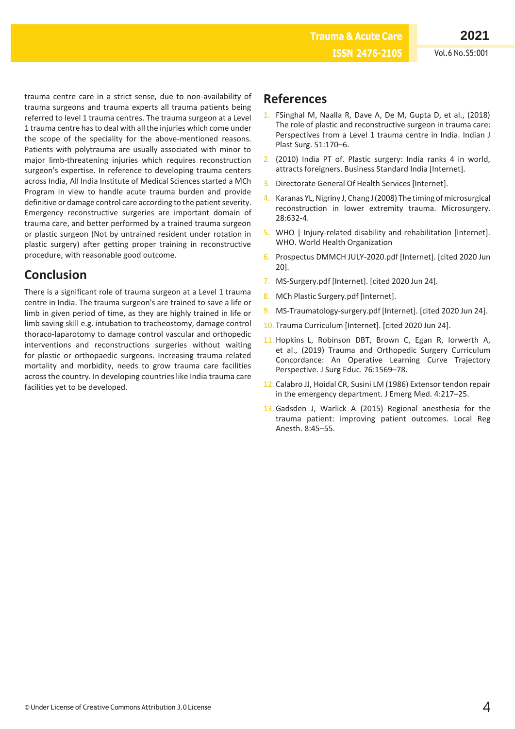trauma centre care in a strict sense, due to non-availability of trauma surgeons and trauma experts all trauma patients being referred to level 1 trauma centres. The trauma surgeon at a Level 1 trauma centre has to deal with all the injuries which come under the scope of the speciality for the above-mentioned reasons. Patients with polytrauma are usually associated with minor to major limb-threatening injuries which requires reconstruction surgeon's expertise. In reference to developing trauma centers across India, All India Institute of Medical Sciences started a MCh Program in view to handle acute trauma burden and provide definitive or damage control care according to the patient severity. Emergency reconstructive surgeries are important domain of trauma care, and better performed by a trained trauma surgeon or plastic surgeon (Not by untrained resident under rotation in plastic surgery) after getting proper training in reconstructive procedure, with reasonable good outcome.

## Conclusion

There is a significant role of trauma surgeon at a Level 1 trauma centre in India. The trauma surgeon's are trained to save a life or limb in given period of time, as they are highly trained in life or limb saving skill e.g. intubation to tracheostomy, damage control thoraco-laparotomy to damage control vascular and orthopedic interventions and reconstructions surgeries without waiting for plastic or orthopaedic surgeons. Increasing trauma related mortality and morbidity, needs to grow trauma care facilities across the country. In developing countries like India trauma care facilities yet to be developed.

## References

1. FSinghal M, Naalla R, Dave A, De M, Gupta D, et al., (2018) The role of plastic and reconstructive surgeon in trauma care: Perspectives from a Level 1 trauma centre in India. Indian J Plast Surg. 51:170–6.
2. (2010) India PT of. Plastic surgery: India ranks 4 in world, attracts foreigners. Business Standard India [Internet].
3. Directorate General Of Health Services [Internet].
4. Karanas YL, Nigriny J, Chang J (2008) The timing of microsurgical reconstruction in lower extremity trauma. Microsurgery. 28:632-4.
5. WHO | Injury-related disability and rehabilitation [Internet]. WHO. World Health Organization
6. Prospectus DMMCH JULY-2020.pdf [Internet]. [cited 2020 Jun 20].
7. MS-Surgery.pdf [Internet]. [cited 2020 Jun 24].
8. MCh Plastic Surgery.pdf [Internet].
9. MS-Traumatology-surgery.pdf [Internet]. [cited 2020 Jun 24].
10. Trauma Curriculum [Internet]. [cited 2020 Jun 24].
11. Hopkins L, Robinson DBT, Brown C, Egan R, Iorwerth A, et al., (2019) Trauma and Orthopedic Surgery Curriculum Concordance: An Operative Learning Curve Trajectory Perspective. J Surg Educ. 76:1569–78.
12. Calabro JJ, Hoidal CR, Susini LM (1986) Extensor tendon repair in the emergency department. J Emerg Med. 4:217–25.
13. Gadsden J, Warlick A (2015) Regional anesthesia for the trauma patient: improving patient outcomes. Local Reg Anesth. 8:45–55.

© Under License of Creative Commons Attribution 3.0 License